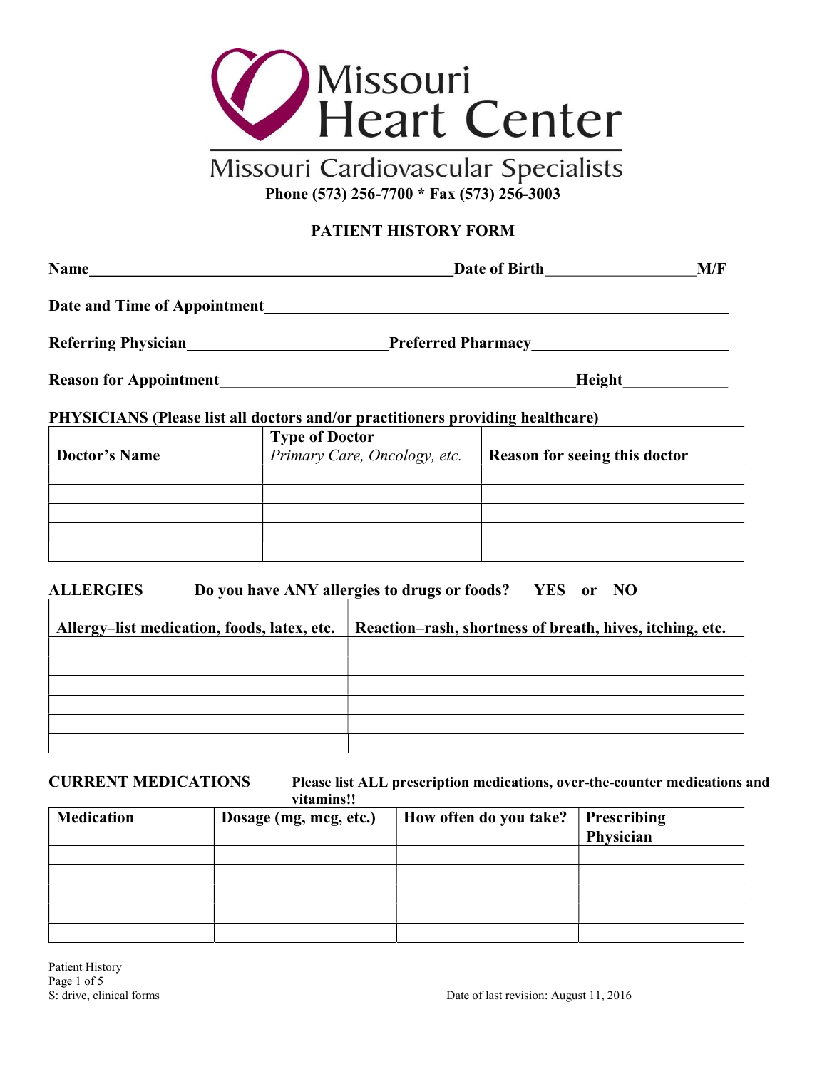# Missouri Heart Center

## Missouri Cardiovascular Specialists

**Phone (573) 256-7700 * Fax (573) 256-3003**

**PATIENT HISTORY FORM**

**Name**_______________________________________________**Date of Birth**____________________**M/F**

**Date and Time of Appointment**____________________________________________________________

**Referring Physician**_________________________**Preferred Pharmacy**_________________________

**Reason for Appointment**____________________________________________**Height**_____________

**PHYSICIANS (Please list all doctors and/or practitioners providing healthcare)**

| Doctor's Name | Type of Doctor *Primary Care, Oncology, etc.* | Reason for seeing this doctor |
|---|---|---|
| | | |
| | | |
| | | |
| | | |
| | | |

**ALLERGIES** **Do you have ANY allergies to drugs or foods? YES or NO**

| Allergy–list medication, foods, latex, etc. | Reaction–rash, shortness of breath, hives, itching, etc. |
|---|---|
| | |
| | |
| | |
| | |
| | |
| | |

**CURRENT MEDICATIONS** **Please list ALL prescription medications, over-the-counter medications and vitamins!!**

| Medication | Dosage (mg, mcg, etc.) | How often do you take? | Prescribing Physician |
|---|---|---|---|
| | | | |
| | | | |
| | | | |
| | | | |
| | | | |

Patient History
S: drive, clinical forms
Date of last revision: August 11, 2016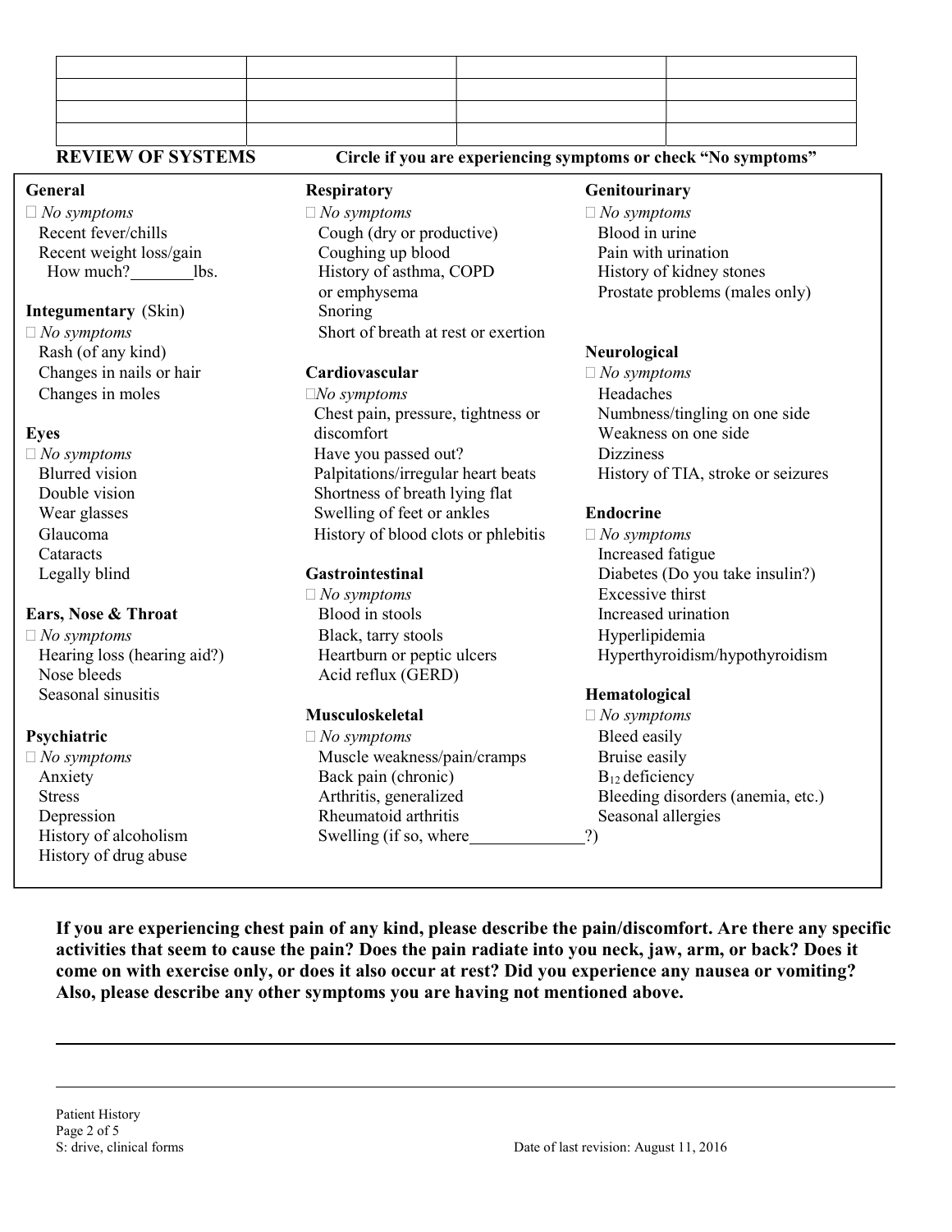| | | | |
|---|---|---|---|
| | | | |
| | | | |
| | | | |
| | | | |

**REVIEW OF SYSTEMS** **Circle if you are experiencing symptoms or check "No symptoms"**

**General**

☐ *No symptoms*
Recent fever/chills
Recent weight loss/gain
How much?________lbs.

**Integumentary** (Skin)

☐ *No symptoms*
Rash (of any kind)
Changes in nails or hair
Changes in moles

**Eyes**

☐ *No symptoms*
Blurred vision
Double vision
Wear glasses
Glaucoma
Cataracts
Legally blind

**Ears, Nose & Throat**

☐ *No symptoms*
Hearing loss (hearing aid?)
Nose bleeds
Seasonal sinusitis

**Psychiatric**

☐ *No symptoms*
Anxiety
Stress
Depression
History of alcoholism
History of drug abuse

**Respiratory**

☐ *No symptoms*
Cough (dry or productive)
Coughing up blood
History of asthma, COPD or emphysema
Snoring
Short of breath at rest or exertion

**Cardiovascular**

☐ *No symptoms*
Chest pain, pressure, tightness or discomfort
Have you passed out?
Palpitations/irregular heart beats
Shortness of breath lying flat
Swelling of feet or ankles
History of blood clots or phlebitis

**Gastrointestinal**

☐ *No symptoms*
Blood in stools
Black, tarry stools
Heartburn or peptic ulcers
Acid reflux (GERD)

**Musculoskeletal**

☐ *No symptoms*
Muscle weakness/pain/cramps
Back pain (chronic)
Arthritis, generalized
Rheumatoid arthritis
Swelling (if so, where_____________?)

**Genitourinary**

☐ *No symptoms*
Blood in urine
Pain with urination
History of kidney stones
Prostate problems (males only)

**Neurological**

☐ *No symptoms*
Headaches
Numbness/tingling on one side
Weakness on one side
Dizziness
History of TIA, stroke or seizures

**Endocrine**

☐ *No symptoms*
Increased fatigue
Diabetes (Do you take insulin?)
Excessive thirst
Increased urination
Hyperlipidemia
Hyperthyroidism/hypothyroidism

**Hematological**

☐ *No symptoms*
Bleed easily
Bruise easily
$B_{12}$ deficiency
Bleeding disorders (anemia, etc.)
Seasonal allergies

**If you are experiencing chest pain of any kind, please describe the pain/discomfort. Are there any specific activities that seem to cause the pain? Does the pain radiate into you neck, jaw, arm, or back? Does it come on with exercise only, or does it also occur at rest? Did you experience any nausea or vomiting? Also, please describe any other symptoms you are having not mentioned above.**

______________________________________________________________________________

______________________________________________________________________________

Patient History
S: drive, clinical forms
Date of last revision: August 11, 2016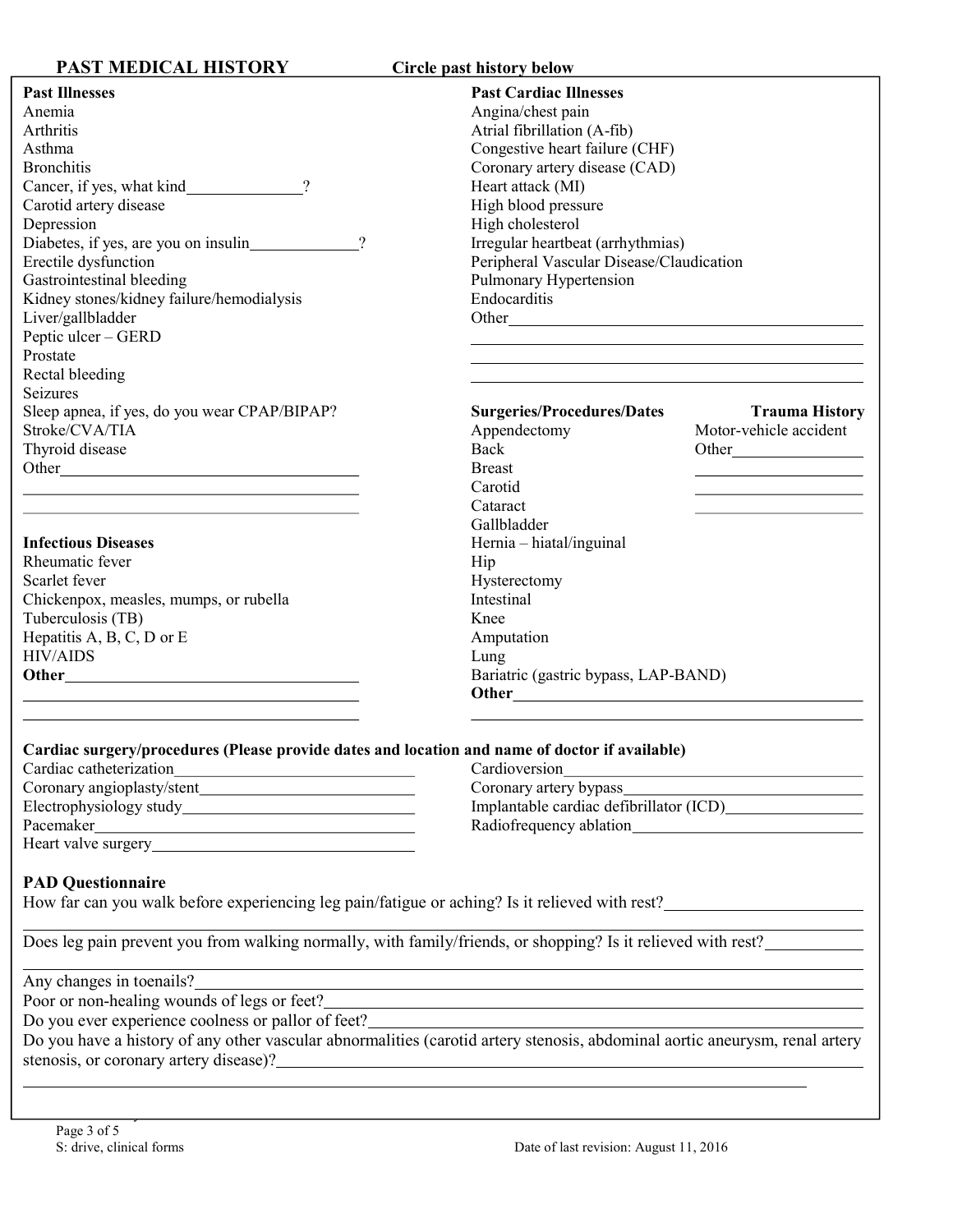## PAST MEDICAL HISTORY

**Circle past history below**

**Past Illnesses**

Anemia
Arthritis
Asthma
Bronchitis
Cancer, if yes, what kind______________?
Carotid artery disease
Depression
Diabetes, if yes, are you on insulin______________?
Erectile dysfunction
Gastrointestinal bleeding
Kidney stones/kidney failure/hemodialysis
Liver/gallbladder
Peptic ulcer – GERD
Prostate
Rectal bleeding
Seizures
Sleep apnea, if yes, do you wear CPAP/BIPAP?
Stroke/CVA/TIA
Thyroid disease
Other________________________________________

**Infectious Diseases**

Rheumatic fever
Scarlet fever
Chickenpox, measles, mumps, or rubella
Tuberculosis (TB)
Hepatitis A, B, C, D or E
HIV/AIDS
**Other**________________________________________

**Past Cardiac Illnesses**

Angina/chest pain
Atrial fibrillation (A-fib)
Congestive heart failure (CHF)
Coronary artery disease (CAD)
Heart attack (MI)
High blood pressure
High cholesterol
Irregular heartbeat (arrhythmias)
Peripheral Vascular Disease/Claudication
Pulmonary Hypertension
Endocarditis
Other________________________________________

**Surgeries/Procedures/Dates**

Appendectomy
Back
Breast
Carotid
Cataract
Gallbladder
Hernia – hiatal/inguinal
Hip
Hysterectomy
Intestinal
Knee
Amputation
Lung
Bariatric (gastric bypass, LAP-BAND)
**Other**________________________________________

**Trauma History**

Motor-vehicle accident
Other________________

**Cardiac surgery/procedures (Please provide dates and location and name of doctor if available)**

Cardiac catheterization______________________________
Coronary angioplasty/stent______________________________
Electrophysiology study______________________________
Pacemaker______________________________
Heart valve surgery______________________________
Cardioversion______________________________
Coronary artery bypass______________________________
Implantable cardiac defibrillator (ICD)________________
Radiofrequency ablation______________________________

**PAD Questionnaire**

How far can you walk before experiencing leg pain/fatigue or aching? Is it relieved with rest?______________________

Does leg pain prevent you from walking normally, with family/friends, or shopping? Is it relieved with rest?___________

Any changes in toenails?________________________________________

Poor or non-healing wounds of legs or feet?________________________________________

Do you ever experience coolness or pallor of feet?________________________________________

Do you have a history of any other vascular abnormalities (carotid artery stenosis, abdominal aortic aneurysm, renal artery stenosis, or coronary artery disease)?________________________________________

S: drive, clinical forms

Date of last revision: August 11, 2016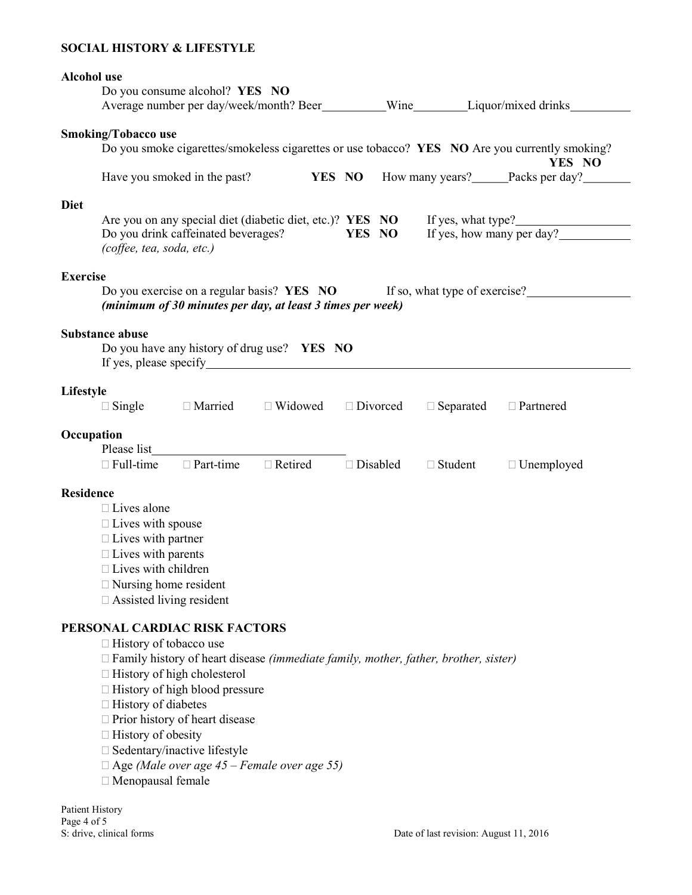## SOCIAL HISTORY & LIFESTYLE

**Alcohol use**

Do you consume alcohol? **YES NO**

Average number per day/week/month? Beer__________Wine________Liquor/mixed drinks_________

**Smoking/Tobacco use**

Do you smoke cigarettes/smokeless cigarettes or use tobacco? **YES NO** Are you currently smoking? **YES NO**

Have you smoked in the past? **YES NO** How many years?______Packs per day?________

**Diet**

Are you on any special diet (diabetic diet, etc.)? **YES NO** If yes, what type?__________________

Do you drink caffeinated beverages? **YES NO** If yes, how many per day?___________

*(coffee, tea, soda, etc.)*

**Exercise**

Do you exercise on a regular basis? **YES NO** If so, what type of exercise?________________

***(minimum of 30 minutes per day, at least 3 times per week)***

**Substance abuse**

Do you have any history of drug use? **YES NO**

If yes, please specify______________________________________________________________

**Lifestyle**

☐ Single ☐ Married ☐ Widowed ☐ Divorced ☐ Separated ☐ Partnered

**Occupation**

Please list______________________________

☐ Full-time ☐ Part-time ☐ Retired ☐ Disabled ☐ Student ☐ Unemployed

**Residence**

- ☐ Lives alone
- ☐ Lives with spouse
- ☐ Lives with partner
- ☐ Lives with parents
- ☐ Lives with children
- ☐ Nursing home resident
- ☐ Assisted living resident

## PERSONAL CARDIAC RISK FACTORS

- ☐ History of tobacco use
- ☐ Family history of heart disease *(immediate family, mother, father, brother, sister)*
- ☐ History of high cholesterol
- ☐ History of high blood pressure
- ☐ History of diabetes
- ☐ Prior history of heart disease
- ☐ History of obesity
- ☐ Sedentary/inactive lifestyle
- ☐ Age *(Male over age 45 – Female over age 55)*
- ☐ Menopausal female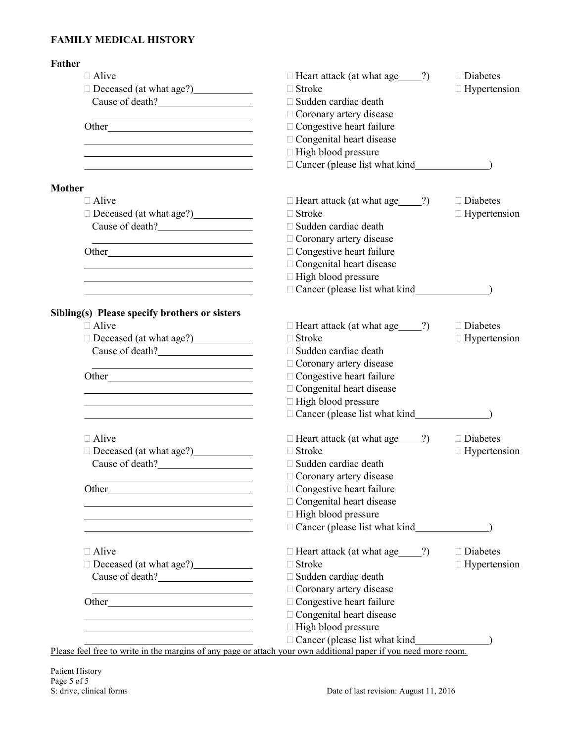**FAMILY MEDICAL HISTORY**

**Father**

- ☐ Alive
- ☐ Deceased (at what age?)\_\_\_\_\_\_\_\_\_\_\_

  Cause of death?\_\_\_\_\_\_\_\_\_\_\_\_\_\_\_\_\_\_

  \_\_\_\_\_\_\_\_\_\_\_\_\_\_\_\_\_\_\_\_\_\_\_\_\_\_\_\_\_\_

  Other\_\_\_\_\_\_\_\_\_\_\_\_\_\_\_\_\_\_\_\_\_\_\_\_\_\_

- ☐ Heart attack (at what age\_\_\_\_?)
- ☐ Stroke
- ☐ Sudden cardiac death
- ☐ Coronary artery disease
- ☐ Congestive heart failure
- ☐ Congenital heart disease
- ☐ High blood pressure
- ☐ Cancer (please list what kind\_\_\_\_\_\_\_\_\_\_\_\_\_\_)
- ☐ Diabetes
- ☐ Hypertension

**Mother**

- ☐ Alive
- ☐ Deceased (at what age?)\_\_\_\_\_\_\_\_\_\_\_

  Cause of death?\_\_\_\_\_\_\_\_\_\_\_\_\_\_\_\_\_\_

  \_\_\_\_\_\_\_\_\_\_\_\_\_\_\_\_\_\_\_\_\_\_\_\_\_\_\_\_\_\_

  Other\_\_\_\_\_\_\_\_\_\_\_\_\_\_\_\_\_\_\_\_\_\_\_\_\_\_

- ☐ Heart attack (at what age\_\_\_\_?)
- ☐ Stroke
- ☐ Sudden cardiac death
- ☐ Coronary artery disease
- ☐ Congestive heart failure
- ☐ Congenital heart disease
- ☐ High blood pressure
- ☐ Cancer (please list what kind\_\_\_\_\_\_\_\_\_\_\_\_\_\_)
- ☐ Diabetes
- ☐ Hypertension

**Sibling(s) Please specify brothers or sisters**

- ☐ Alive
- ☐ Deceased (at what age?)\_\_\_\_\_\_\_\_\_\_\_

  Cause of death?\_\_\_\_\_\_\_\_\_\_\_\_\_\_\_\_\_\_

  \_\_\_\_\_\_\_\_\_\_\_\_\_\_\_\_\_\_\_\_\_\_\_\_\_\_\_\_\_\_

  Other\_\_\_\_\_\_\_\_\_\_\_\_\_\_\_\_\_\_\_\_\_\_\_\_\_\_

- ☐ Heart attack (at what age\_\_\_\_?)
- ☐ Stroke
- ☐ Sudden cardiac death
- ☐ Coronary artery disease
- ☐ Congestive heart failure
- ☐ Congenital heart disease
- ☐ High blood pressure
- ☐ Cancer (please list what kind\_\_\_\_\_\_\_\_\_\_\_\_\_\_)
- ☐ Diabetes
- ☐ Hypertension

---

- ☐ Alive
- ☐ Deceased (at what age?)\_\_\_\_\_\_\_\_\_\_\_

  Cause of death?\_\_\_\_\_\_\_\_\_\_\_\_\_\_\_\_\_\_

  \_\_\_\_\_\_\_\_\_\_\_\_\_\_\_\_\_\_\_\_\_\_\_\_\_\_\_\_\_\_

  Other\_\_\_\_\_\_\_\_\_\_\_\_\_\_\_\_\_\_\_\_\_\_\_\_\_\_

- ☐ Heart attack (at what age\_\_\_\_?)
- ☐ Stroke
- ☐ Sudden cardiac death
- ☐ Coronary artery disease
- ☐ Congestive heart failure
- ☐ Congenital heart disease
- ☐ High blood pressure
- ☐ Cancer (please list what kind\_\_\_\_\_\_\_\_\_\_\_\_\_\_)
- ☐ Diabetes
- ☐ Hypertension

---

- ☐ Alive
- ☐ Deceased (at what age?)\_\_\_\_\_\_\_\_\_\_\_

  Cause of death?\_\_\_\_\_\_\_\_\_\_\_\_\_\_\_\_\_\_

  \_\_\_\_\_\_\_\_\_\_\_\_\_\_\_\_\_\_\_\_\_\_\_\_\_\_\_\_\_\_

  Other\_\_\_\_\_\_\_\_\_\_\_\_\_\_\_\_\_\_\_\_\_\_\_\_\_\_

- ☐ Heart attack (at what age\_\_\_\_?)
- ☐ Stroke
- ☐ Sudden cardiac death
- ☐ Coronary artery disease
- ☐ Congestive heart failure
- ☐ Congenital heart disease
- ☐ High blood pressure
- ☐ Cancer (please list what kind\_\_\_\_\_\_\_\_\_\_\_\_\_\_)
- ☐ Diabetes
- ☐ Hypertension

<u>Please feel free to write in the margins of any page or attach your own additional paper if you need more room.</u>

Patient History

S: drive, clinical forms

Date of last revision: August 11, 2016